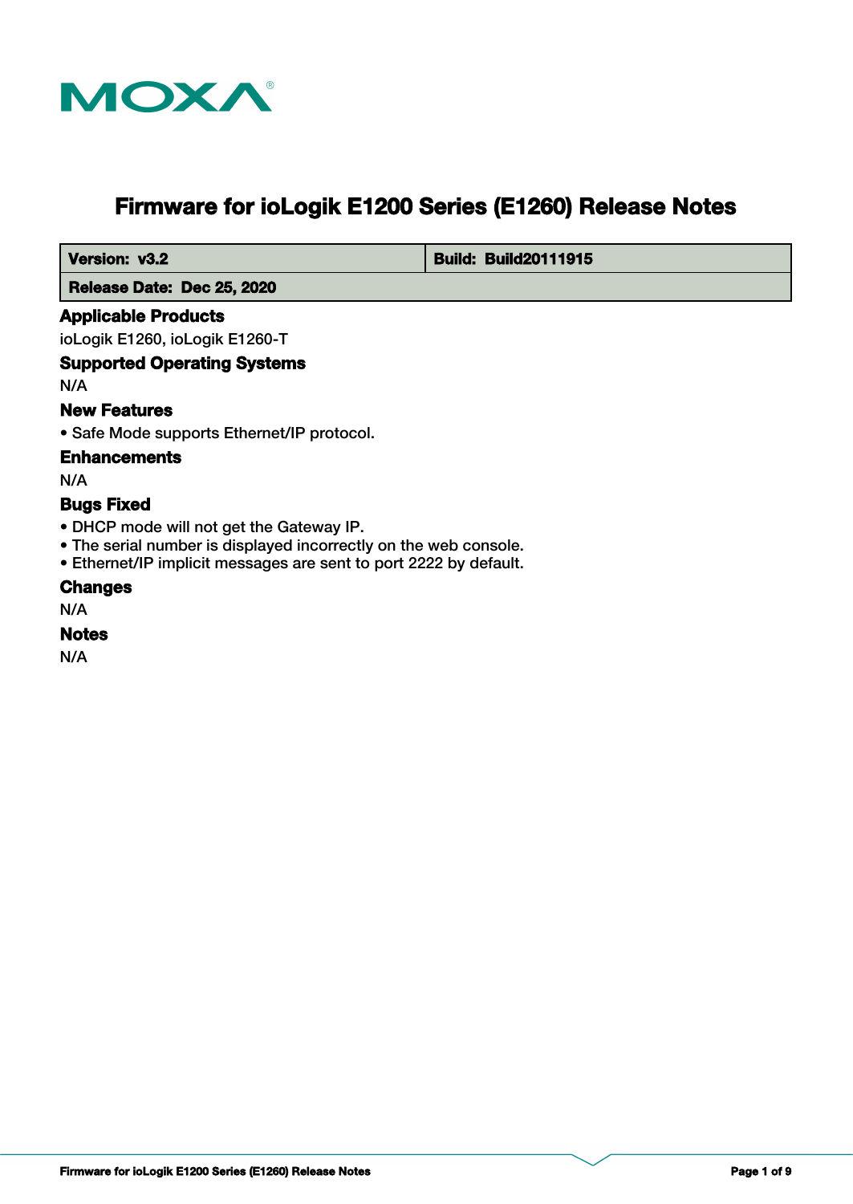# Firmware for ioLogik E1200 Series (E1260) Release Notes

| Version: v3.2 | Build: Build20111915 |
| --- | --- |
| Release Date: Dec 25, 2020 | |

## Applicable Products

ioLogik E1260, ioLogik E1260-T

## Supported Operating Systems

N/A

## New Features

- Safe Mode supports Ethernet/IP protocol.

## Enhancements

N/A

## Bugs Fixed

- DHCP mode will not get the Gateway IP.
- The serial number is displayed incorrectly on the web console.
- Ethernet/IP implicit messages are sent to port 2222 by default.

## Changes

N/A

## Notes

N/A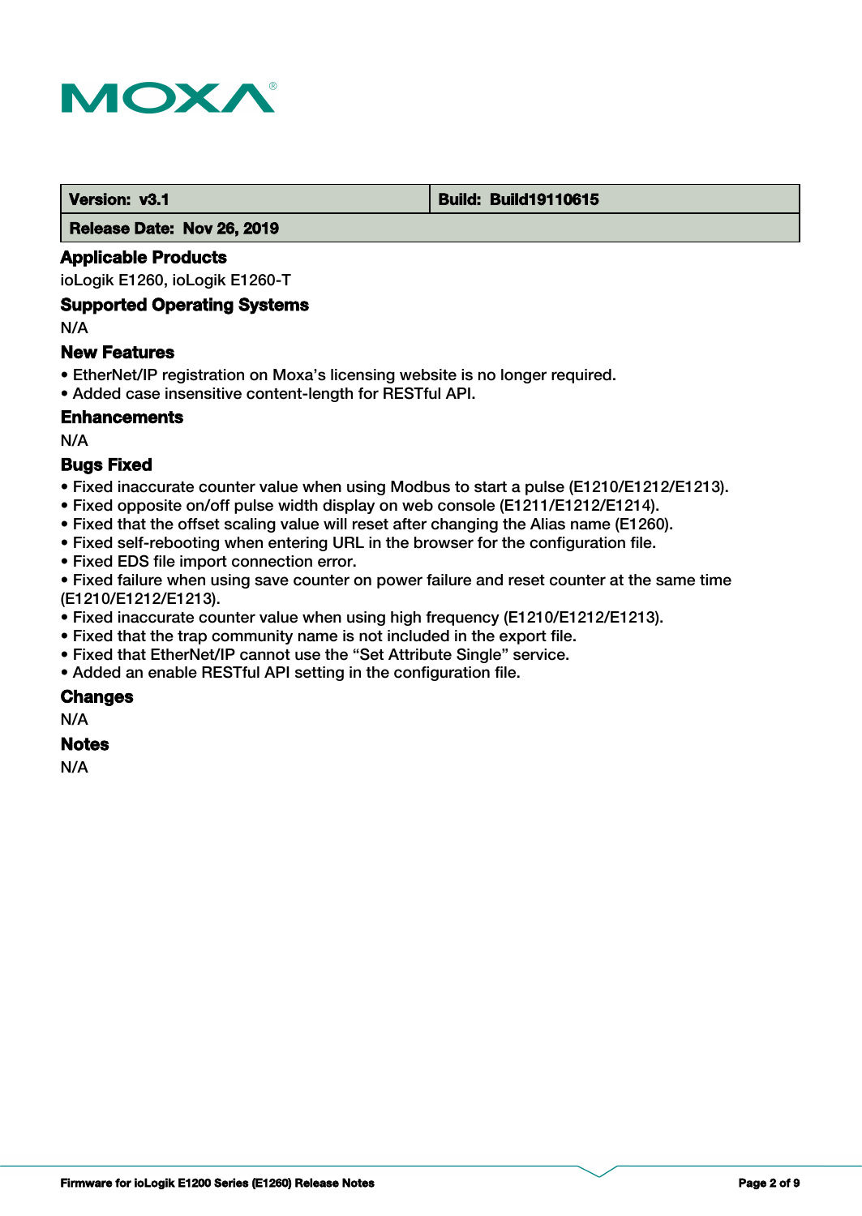| Version: v3.1 | Build: Build19110615 |
| --- | --- |
| Release Date: Nov 26, 2019 | |

## Applicable Products

ioLogik E1260, ioLogik E1260-T

## Supported Operating Systems

N/A

## New Features

- EtherNet/IP registration on Moxa's licensing website is no longer required.
- Added case insensitive content-length for RESTful API.

## Enhancements

N/A

## Bugs Fixed

- Fixed inaccurate counter value when using Modbus to start a pulse (E1210/E1212/E1213).
- Fixed opposite on/off pulse width display on web console (E1211/E1212/E1214).
- Fixed that the offset scaling value will reset after changing the Alias name (E1260).
- Fixed self-rebooting when entering URL in the browser for the configuration file.
- Fixed EDS file import connection error.
- Fixed failure when using save counter on power failure and reset counter at the same time (E1210/E1212/E1213).
- Fixed inaccurate counter value when using high frequency (E1210/E1212/E1213).
- Fixed that the trap community name is not included in the export file.
- Fixed that EtherNet/IP cannot use the "Set Attribute Single" service.
- Added an enable RESTful API setting in the configuration file.

## Changes

N/A

## Notes

N/A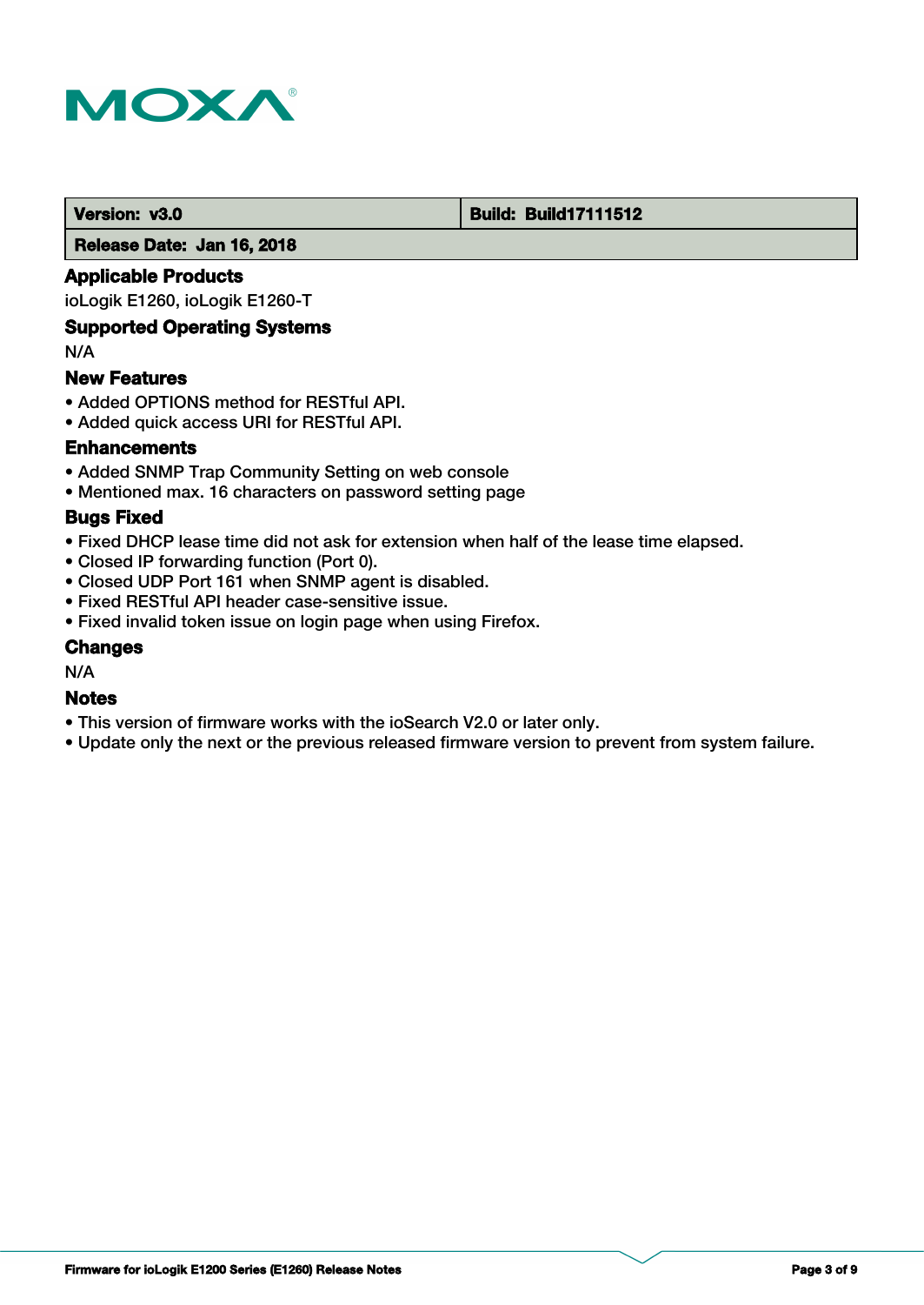| Version: v3.0 | Build: Build17111512 |
| --- | --- |
| Release Date: Jan 16, 2018 | |

## Applicable Products

ioLogik E1260, ioLogik E1260-T

## Supported Operating Systems

N/A

## New Features

- Added OPTIONS method for RESTful API.
- Added quick access URI for RESTful API.

## Enhancements

- Added SNMP Trap Community Setting on web console
- Mentioned max. 16 characters on password setting page

## Bugs Fixed

- Fixed DHCP lease time did not ask for extension when half of the lease time elapsed.
- Closed IP forwarding function (Port 0).
- Closed UDP Port 161 when SNMP agent is disabled.
- Fixed RESTful API header case-sensitive issue.
- Fixed invalid token issue on login page when using Firefox.

## Changes

N/A

## Notes

- This version of firmware works with the ioSearch V2.0 or later only.
- Update only the next or the previous released firmware version to prevent from system failure.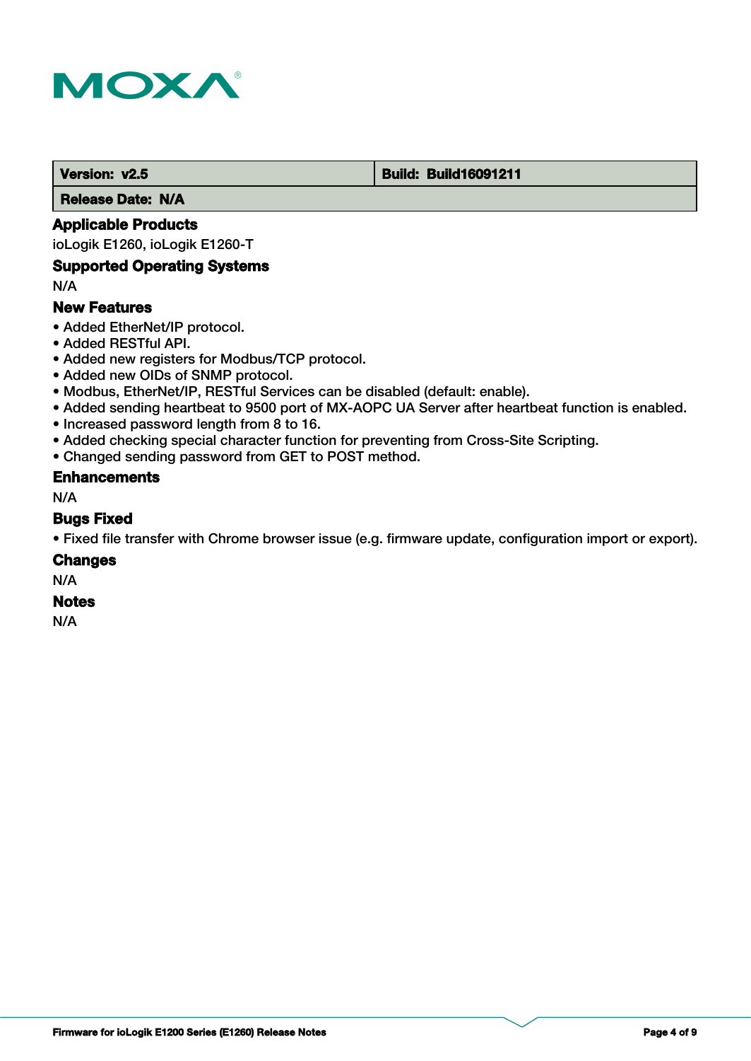| Version: v2.5 | Build: Build16091211 |
| --- | --- |
| Release Date: N/A | |

### Applicable Products

ioLogik E1260, ioLogik E1260-T

### Supported Operating Systems

N/A

### New Features

- Added EtherNet/IP protocol.
- Added RESTful API.
- Added new registers for Modbus/TCP protocol.
- Added new OIDs of SNMP protocol.
- Modbus, EtherNet/IP, RESTful Services can be disabled (default: enable).
- Added sending heartbeat to 9500 port of MX-AOPC UA Server after heartbeat function is enabled.
- Increased password length from 8 to 16.
- Added checking special character function for preventing from Cross-Site Scripting.
- Changed sending password from GET to POST method.

### Enhancements

N/A

### Bugs Fixed

- Fixed file transfer with Chrome browser issue (e.g. firmware update, configuration import or export).

### Changes

N/A

### Notes

N/A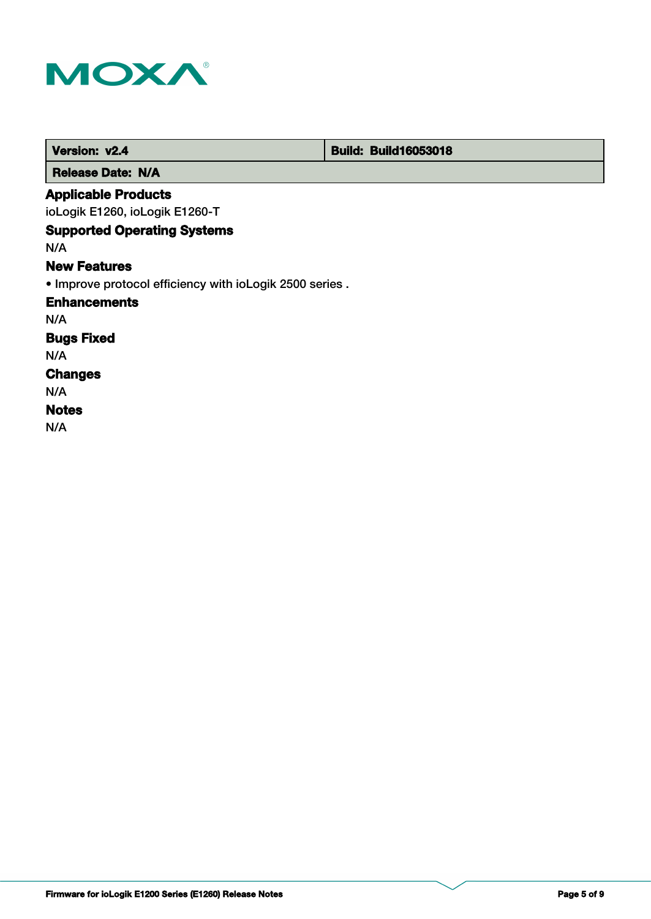| Version: v2.4 | Build: Build16053018 |
| --- | --- |
| Release Date: N/A | |

### Applicable Products

ioLogik E1260, ioLogik E1260-T

### Supported Operating Systems

N/A

### New Features

• Improve protocol efficiency with ioLogik 2500 series .

### Enhancements

N/A

### Bugs Fixed

N/A

### Changes

N/A

### Notes

N/A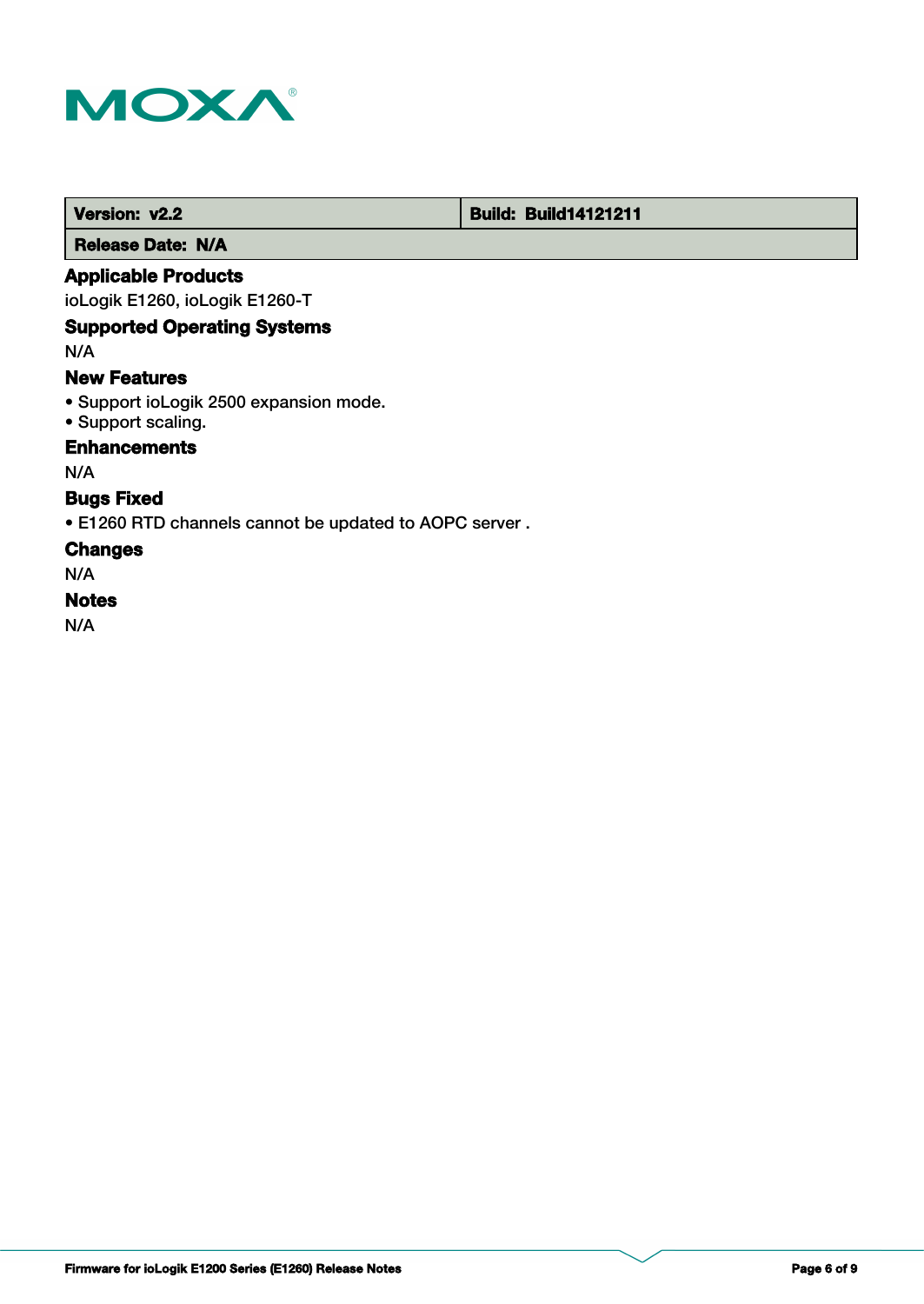| Version: v2.2 | Build: Build14121211 |
| --- | --- |
| Release Date: N/A | |

### Applicable Products

ioLogik E1260, ioLogik E1260-T

### Supported Operating Systems

N/A

### New Features

- Support ioLogik 2500 expansion mode.
- Support scaling.

### Enhancements

N/A

### Bugs Fixed

- E1260 RTD channels cannot be updated to AOPC server .

### Changes

N/A

### Notes

N/A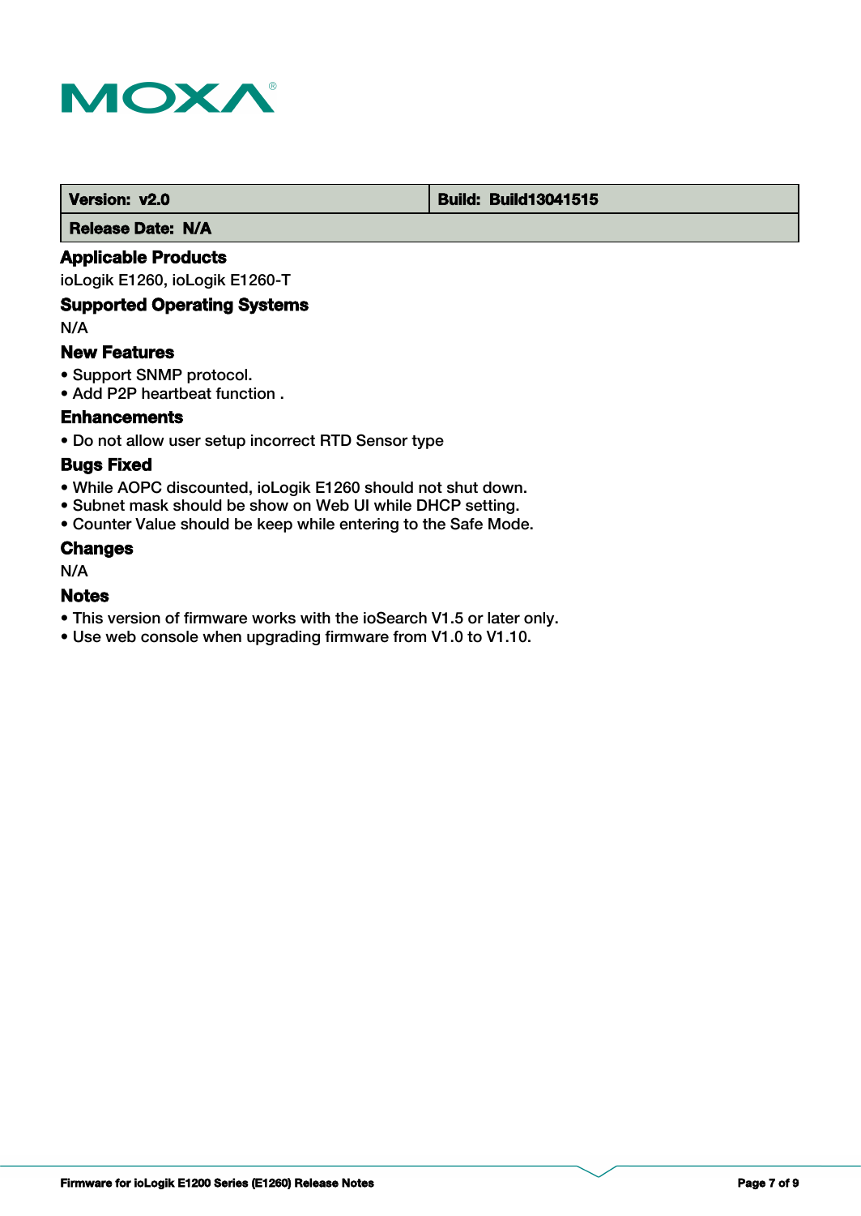| Version: v2.0 | Build: Build13041515 |
| --- | --- |
| Release Date: N/A | |

### Applicable Products

ioLogik E1260, ioLogik E1260-T

### Supported Operating Systems

N/A

### New Features

- Support SNMP protocol.
- Add P2P heartbeat function .

### Enhancements

- Do not allow user setup incorrect RTD Sensor type

### Bugs Fixed

- While AOPC discounted, ioLogik E1260 should not shut down.
- Subnet mask should be show on Web UI while DHCP setting.
- Counter Value should be keep while entering to the Safe Mode.

### Changes

N/A

### Notes

- This version of firmware works with the ioSearch V1.5 or later only.
- Use web console when upgrading firmware from V1.0 to V1.10.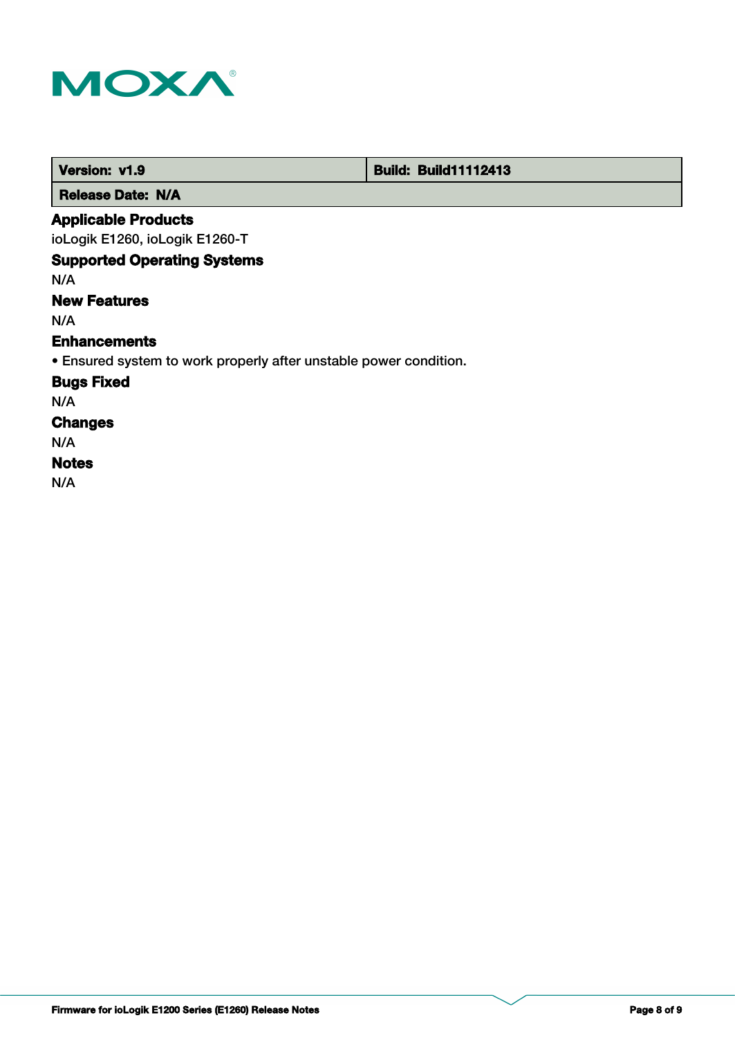| Version: v1.9 | Build: Build11112413 |
| --- | --- |
| Release Date: N/A | |

### Applicable Products

ioLogik E1260, ioLogik E1260-T

### Supported Operating Systems

N/A

### New Features

N/A

### Enhancements

• Ensured system to work properly after unstable power condition.

### Bugs Fixed

N/A

### Changes

N/A

### Notes

N/A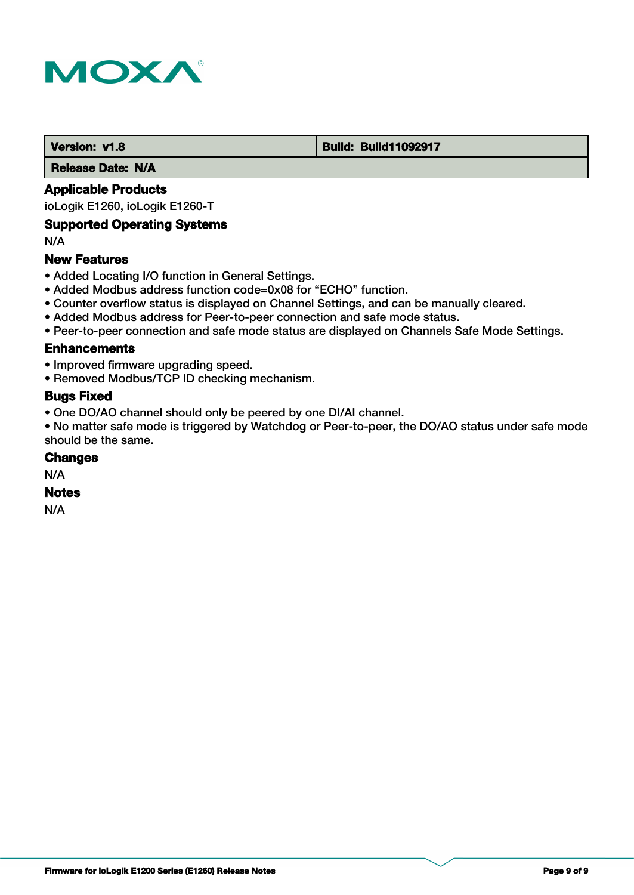| Version: v1.8 | Build: Build11092917 |
|---|---|
| Release Date: N/A | |

### Applicable Products

ioLogik E1260, ioLogik E1260-T

### Supported Operating Systems

N/A

### New Features

- Added Locating I/O function in General Settings.
- Added Modbus address function code=0x08 for “ECHO” function.
- Counter overflow status is displayed on Channel Settings, and can be manually cleared.
- Added Modbus address for Peer-to-peer connection and safe mode status.
- Peer-to-peer connection and safe mode status are displayed on Channels Safe Mode Settings.

### Enhancements

- Improved firmware upgrading speed.
- Removed Modbus/TCP ID checking mechanism.

### Bugs Fixed

- One DO/AO channel should only be peered by one DI/AI channel.
- No matter safe mode is triggered by Watchdog or Peer-to-peer, the DO/AO status under safe mode should be the same.

### Changes

N/A

### Notes

N/A